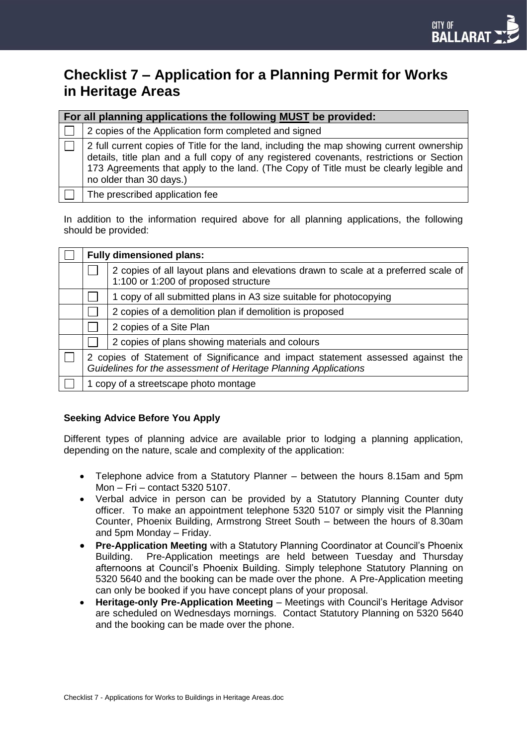# Checklist 7 – Application for a Planning Permit for Works in Heritage Areas

| | For all planning applications the following **MUST** be provided: |
|---|---|
| ☐ | 2 copies of the Application form completed and signed |
| ☐ | 2 full current copies of Title for the land, including the map showing current ownership details, title plan and a full copy of any registered covenants, restrictions or Section 173 Agreements that apply to the land. (The Copy of Title must be clearly legible and no older than 30 days.) |
| ☐ | The prescribed application fee |

In addition to the information required above for all planning applications, the following should be provided:

| | | |
|---|---|---|
| ☐ | **Fully dimensioned plans:** | |
| | ☐ | 2 copies of all layout plans and elevations drawn to scale at a preferred scale of 1:100 or 1:200 of proposed structure |
| | ☐ | 1 copy of all submitted plans in A3 size suitable for photocopying |
| | ☐ | 2 copies of a demolition plan if demolition is proposed |
| | ☐ | 2 copies of a Site Plan |
| | ☐ | 2 copies of plans showing materials and colours |
| ☐ | 2 copies of Statement of Significance and impact statement assessed against the *Guidelines for the assessment of Heritage Planning Applications* | |
| ☐ | 1 copy of a streetscape photo montage | |

**Seeking Advice Before You Apply**

Different types of planning advice are available prior to lodging a planning application, depending on the nature, scale and complexity of the application:

- Telephone advice from a Statutory Planner – between the hours 8.15am and 5pm Mon – Fri – contact 5320 5107.
- Verbal advice in person can be provided by a Statutory Planning Counter duty officer. To make an appointment telephone 5320 5107 or simply visit the Planning Counter, Phoenix Building, Armstrong Street South – between the hours of 8.30am and 5pm Monday – Friday.
- **Pre-Application Meeting** with a Statutory Planning Coordinator at Council's Phoenix Building. Pre-Application meetings are held between Tuesday and Thursday afternoons at Council's Phoenix Building. Simply telephone Statutory Planning on 5320 5640 and the booking can be made over the phone. A Pre-Application meeting can only be booked if you have concept plans of your proposal.
- **Heritage-only Pre-Application Meeting** – Meetings with Council's Heritage Advisor are scheduled on Wednesdays mornings. Contact Statutory Planning on 5320 5640 and the booking can be made over the phone.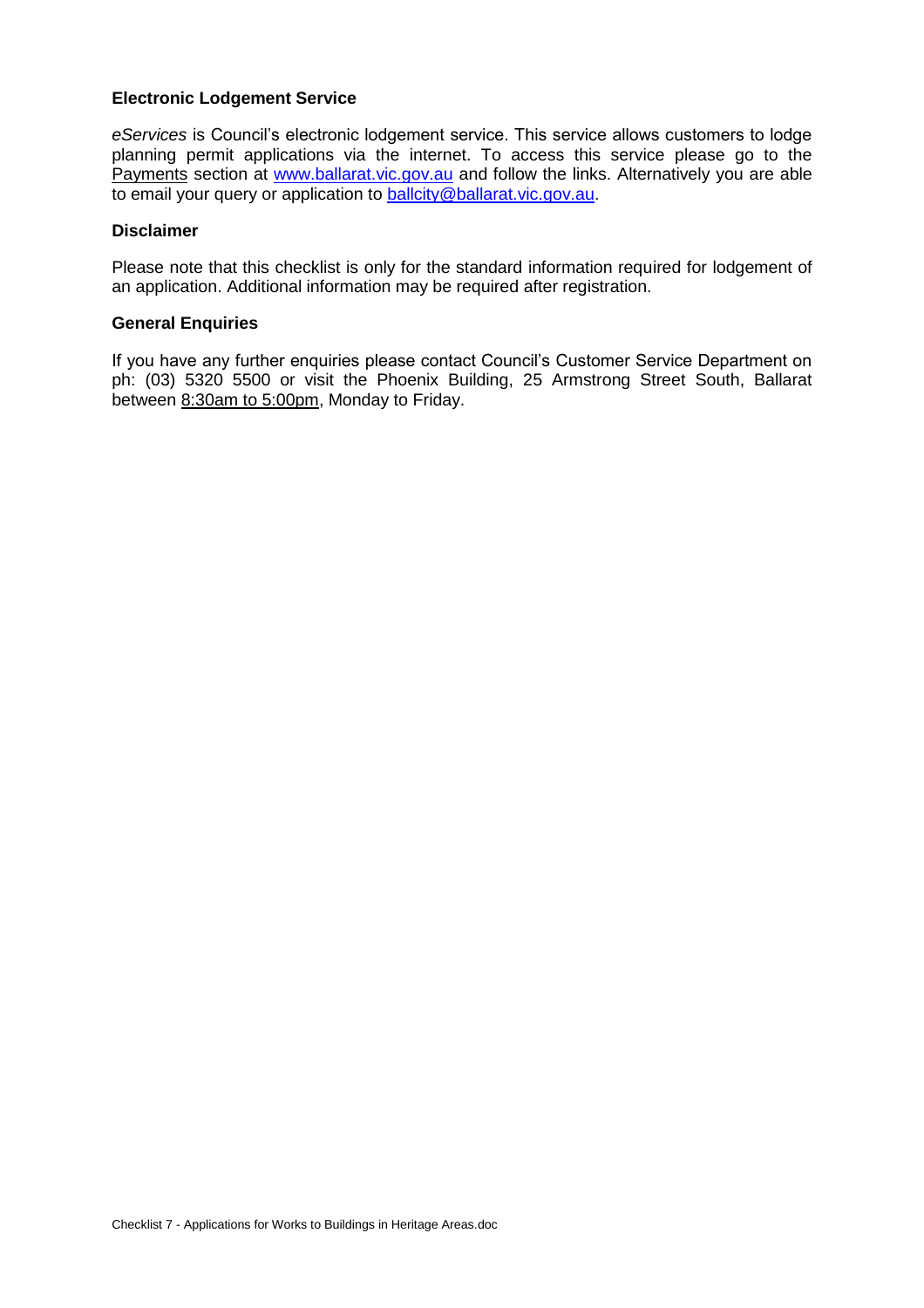**Electronic Lodgement Service**

*eServices* is Council's electronic lodgement service. This service allows customers to lodge planning permit applications via the internet. To access this service please go to the Payments section at www.ballarat.vic.gov.au and follow the links. Alternatively you are able to email your query or application to ballcity@ballarat.vic.gov.au.

**Disclaimer**

Please note that this checklist is only for the standard information required for lodgement of an application. Additional information may be required after registration.

**General Enquiries**

If you have any further enquiries please contact Council's Customer Service Department on ph: (03) 5320 5500 or visit the Phoenix Building, 25 Armstrong Street South, Ballarat between 8:30am to 5:00pm, Monday to Friday.